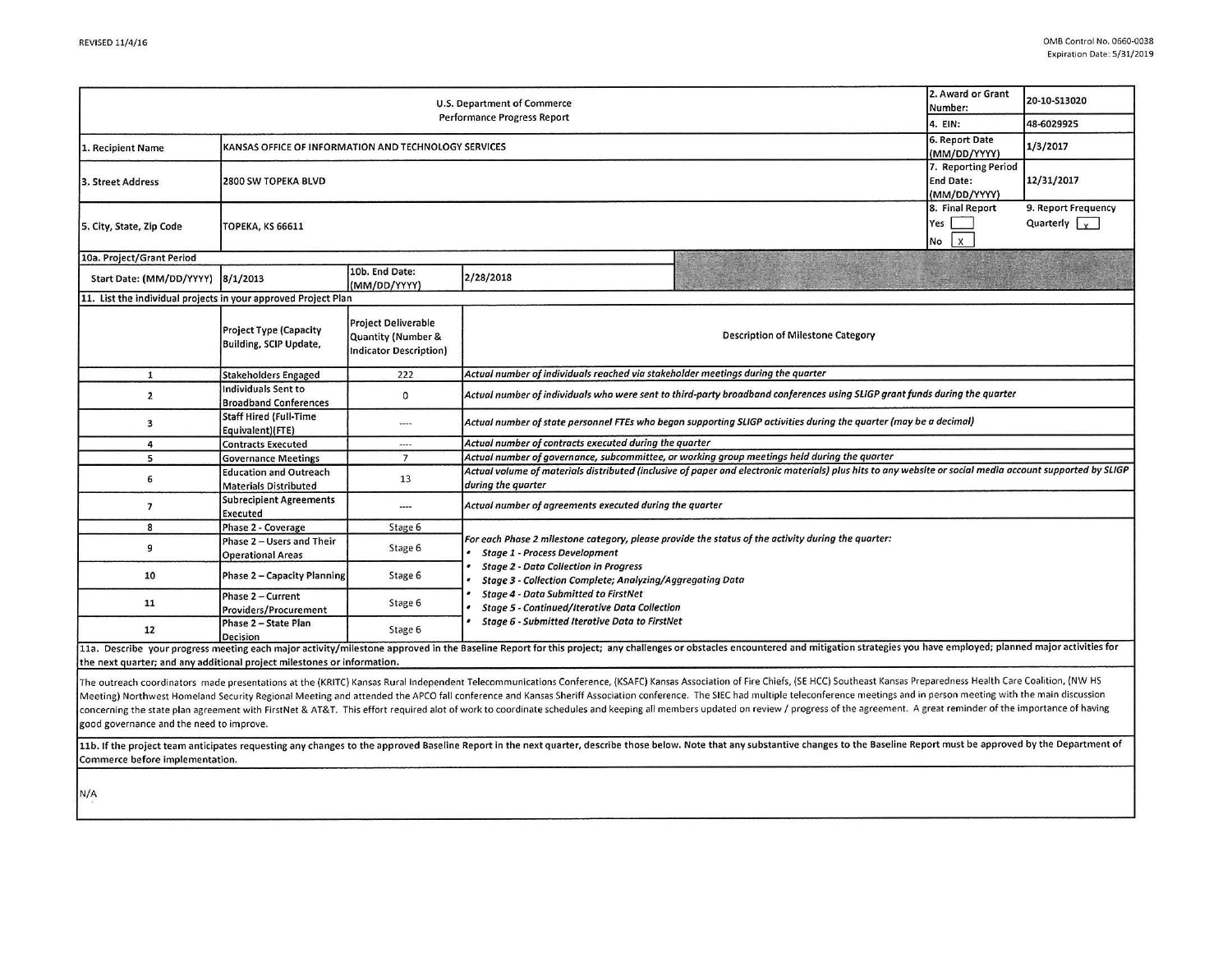REVISED 11/4/16

OMB Control No. 0660-0038
Expiration Date: 5/31/2019

| U.S. Department of Commerce Performance Progress Report | | | | 2. Award or Grant Number: | 20-10-S13020 |
|---|---|---|---|---|---|
| | | | | 4. EIN: | 48-6029925 |
| 1. Recipient Name | KANSAS OFFICE OF INFORMATION AND TECHNOLOGY SERVICES | | | 6. Report Date (MM/DD/YYYY) | 1/3/2017 |
| 3. Street Address | 2800 SW TOPEKA BLVD | | | 7. Reporting Period End Date: (MM/DD/YYYY) | 12/31/2017 |
| 5. City, State, Zip Code | TOPEKA, KS 66611 | | | 8. Final Report Yes [ ] No [X] | 9. Report Frequency Quarterly [X] |
| 10a. Project/Grant Period | | | | | |
| Start Date: (MM/DD/YYYY) | 8/1/2013 | 10b. End Date: (MM/DD/YYYY) | 2/28/2018 | | |

11. List the individual projects in your approved Project Plan

| | Project Type (Capacity Building, SCIP Update, | Project Deliverable Quantity (Number & Indicator Description) | Description of Milestone Category |
|---|---|---|---|
| 1 | Stakeholders Engaged | 222 | *Actual number of individuals reached via stakeholder meetings during the quarter* |
| 2 | Individuals Sent to Broadband Conferences | 0 | *Actual number of individuals who were sent to third-party broadband conferences using SLIGP grant funds during the quarter* |
| 3 | Staff Hired (Full-Time Equivalent)(FTE) | ---- | *Actual number of state personnel FTEs who began supporting SLIGP activities during the quarter (may be a decimal)* |
| 4 | Contracts Executed | ---- | *Actual number of contracts executed during the quarter* |
| 5 | Governance Meetings | 7 | *Actual number of governance, subcommittee, or working group meetings held during the quarter* |
| 6 | Education and Outreach Materials Distributed | 13 | *Actual volume of materials distributed (inclusive of paper and electronic materials) plus hits to any website or social media account supported by SLIGP during the quarter* |
| 7 | Subrecipient Agreements Executed | ---- | *Actual number of agreements executed during the quarter* |
| 8 | Phase 2 - Coverage | Stage 6 | *For each Phase 2 milestone category, please provide the status of the activity during the quarter:* • *Stage 1 - Process Development* • *Stage 2 - Data Collection in Progress* • *Stage 3 - Collection Complete; Analyzing/Aggregating Data* • *Stage 4 - Data Submitted to FirstNet* • *Stage 5 - Continued/Iterative Data Collection* • *Stage 6 - Submitted Iterative Data to FirstNet* |
| 9 | Phase 2 – Users and Their Operational Areas | Stage 6 | |
| 10 | Phase 2 – Capacity Planning | Stage 6 | |
| 11 | Phase 2 – Current Providers/Procurement | Stage 6 | |
| 12 | Phase 2 – State Plan Decision | Stage 6 | |

11a. Describe your progress meeting each major activity/milestone approved in the Baseline Report for this project; any challenges or obstacles encountered and mitigation strategies you have employed; planned major activities for the next quarter; and any additional project milestones or information.

The outreach coordinators made presentations at the (KRITC) Kansas Rural Independent Telecommunications Conference, (KSAFC) Kansas Association of Fire Chiefs, (SE HCC) Southeast Kansas Preparedness Health Care Coalition, (NW HS Meeting) Northwest Homeland Security Regional Meeting and attended the APCO fall conference and Kansas Sheriff Association conference. The SIEC had multiple teleconference meetings and in person meeting with the main discussion concerning the state plan agreement with FirstNet & AT&T. This effort required alot of work to coordinate schedules and keeping all members updated on review / progress of the agreement. A great reminder of the importance of having good governance and the need to improve.

11b. If the project team anticipates requesting any changes to the approved Baseline Report in the next quarter, describe those below. Note that any substantive changes to the Baseline Report must be approved by the Department of Commerce before implementation.

N/A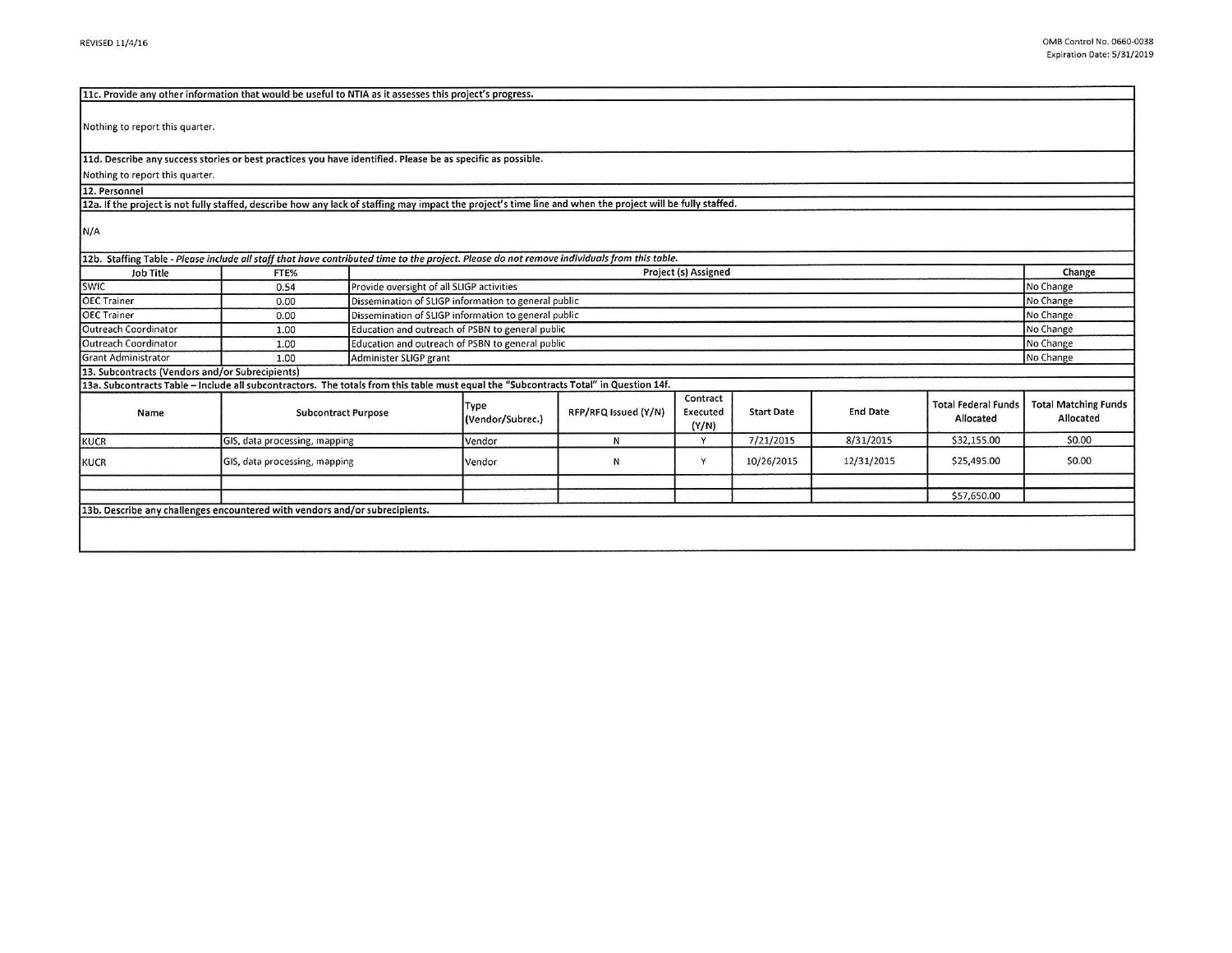**11c. Provide any other information that would be useful to NTIA as it assesses this project's progress.**

Nothing to report this quarter.

**11d. Describe any success stories or best practices you have identified. Please be as specific as possible.**

Nothing to report this quarter.

**12. Personnel**

**12a. If the project is not fully staffed, describe how any lack of staffing may impact the project's time line and when the project will be fully staffed.**

N/A

**12b. Staffing Table** - *Please include all staff that have contributed time to the project. Please do not remove individuals from this table.*

| Job Title | FTE% | Project (s) Assigned | Change |
|---|---|---|---|
| SWIC | 0.54 | Provide oversight of all SLIGP activities | No Change |
| OEC Trainer | 0.00 | Dissemination of SLIGP information to general public | No Change |
| OEC Trainer | 0.00 | Dissemination of SLIGP information to general public | No Change |
| Outreach Coordinator | 1.00 | Education and outreach of PSBN to general public | No Change |
| Outreach Coordinator | 1.00 | Education and outreach of PSBN to general public | No Change |
| Grant Administrator | 1.00 | Administer SLIGP grant | No Change |

**13. Subcontracts (Vendors and/or Subrecipients)**

**13a. Subcontracts Table – Include all subcontractors. The totals from this table must equal the "Subcontracts Total" in Question 14f.**

| Name | Subcontract Purpose | Type (Vendor/Subrec.) | RFP/RFQ Issued (Y/N) | Contract Executed (Y/N) | Start Date | End Date | Total Federal Funds Allocated | Total Matching Funds Allocated |
|---|---|---|---|---|---|---|---|---|
| KUCR | GIS, data processing, mapping | Vendor | N | Y | 7/21/2015 | 8/31/2015 | $32,155.00 | $0.00 |
| KUCR | GIS, data processing, mapping | Vendor | N | Y | 10/26/2015 | 12/31/2015 | $25,495.00 | $0.00 |
| | | | | | | | | |
| | | | | | | | $57,650.00 | |

**13b. Describe any challenges encountered with vendors and/or subrecipients.**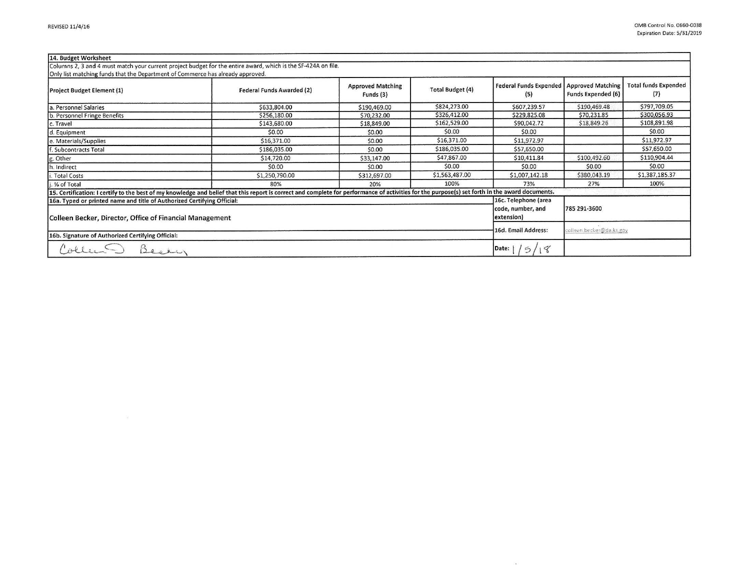REVISED 11/4/16

OMB Control No. 0660-0038
Expiration Date: 5/31/2019

**14. Budget Worksheet**

Columns 2, 3 and 4 must match your current project budget for the entire award, which is the SF-424A on file.
Only list matching funds that the Department of Commerce has already approved.

| Project Budget Element (1) | Federal Funds Awarded (2) | Approved Matching Funds (3) | Total Budget (4) | Federal Funds Expended (5) | Approved Matching Funds Expended (6) | Total funds Expended (7) |
|---|---|---|---|---|---|---|
| a. Personnel Salaries | $633,804.00 | $190,469.00 | $824,273.00 | $607,239.57 | $190,469.48 | $797,709.05 |
| b. Personnel Fringe Benefits | $256,180.00 | $70,232.00 | $326,412.00 | $229,825.08 | $70,231.85 | $300,056.93 |
| c. Travel | $143,680.00 | $18,849.00 | $162,529.00 | $90,042.72 | $18,849.26 | $108,891.98 |
| d. Equipment | $0.00 | $0.00 | $0.00 | $0.00 | | $0.00 |
| e. Materials/Supplies | $16,371.00 | $0.00 | $16,371.00 | $11,972.97 | | $11,972.97 |
| f. Subcontracts Total | $186,035.00 | $0.00 | $186,035.00 | $57,650.00 | | $57,650.00 |
| g. Other | $14,720.00 | $33,147.00 | $47,867.00 | $10,411.84 | $100,492.60 | $110,904.44 |
| h. Indirect | $0.00 | $0.00 | $0.00 | $0.00 | $0.00 | $0.00 |
| i. Total Costs | $1,250,790.00 | $312,697.00 | $1,563,487.00 | $1,007,142.18 | $380,043.19 | $1,387,185.37 |
| j. % of Total | 80% | 20% | 100% | 73% | 27% | 100% |

**15. Certification: I certify to the best of my knowledge and belief that this report is correct and complete for performance of activities for the purpose(s) set forth in the award documents.**

**16a. Typed or printed name and title of Authorized Certifying Official:**

Colleen Becker, Director, Office of Financial Management

16c. Telephone (area code, number, and extension): 785 291-3600

16d. Email Address: colleen.becker@da.ks.gov

**16b. Signature of Authorized Certifying Official:**

Colleen D Becker

Date: 1/5/18